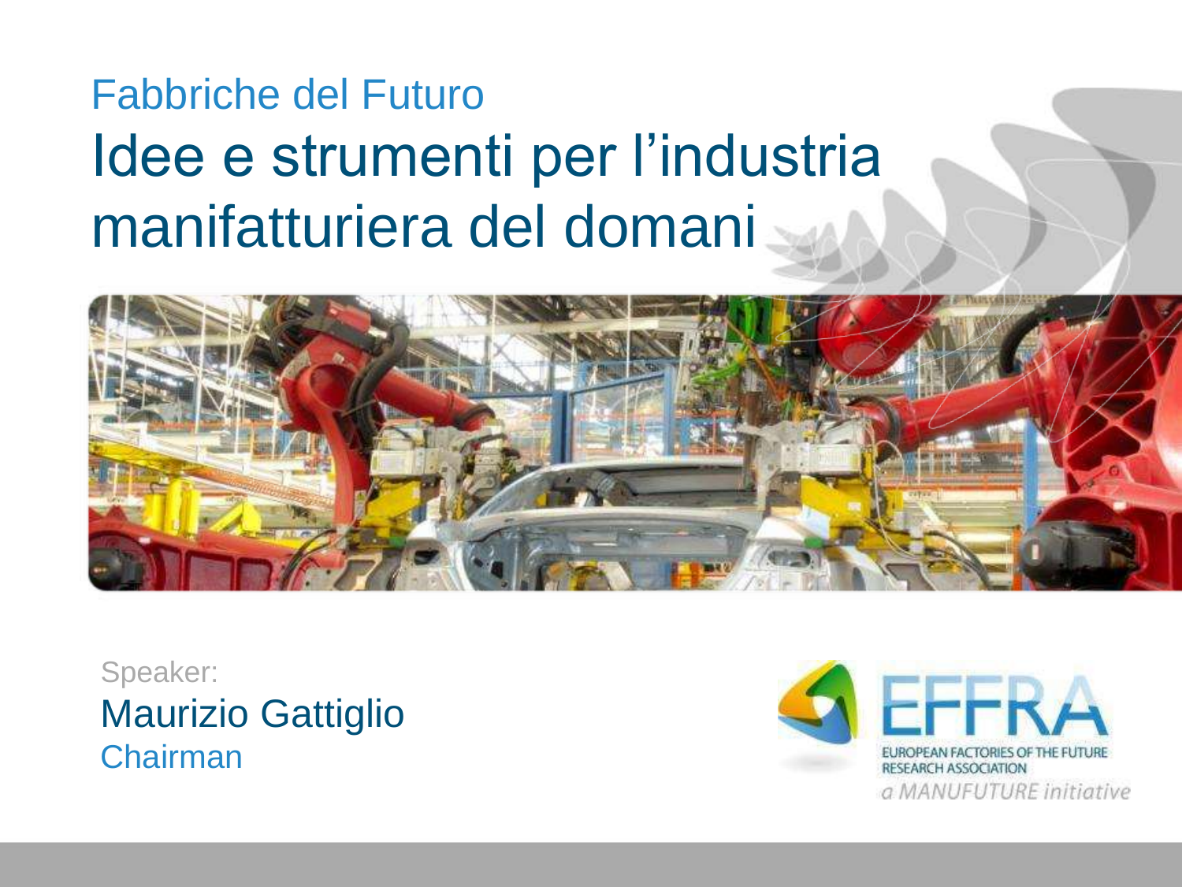# Fabbriche del Futuro

## Idee e strumenti per l'industria manifatturiera del domani

Speaker:

Maurizio Gattiglio

Chairman

EFFRA

EUROPEAN FACTORIES OF THE FUTURE RESEARCH ASSOCIATION

*a MANUFUTURE initiative*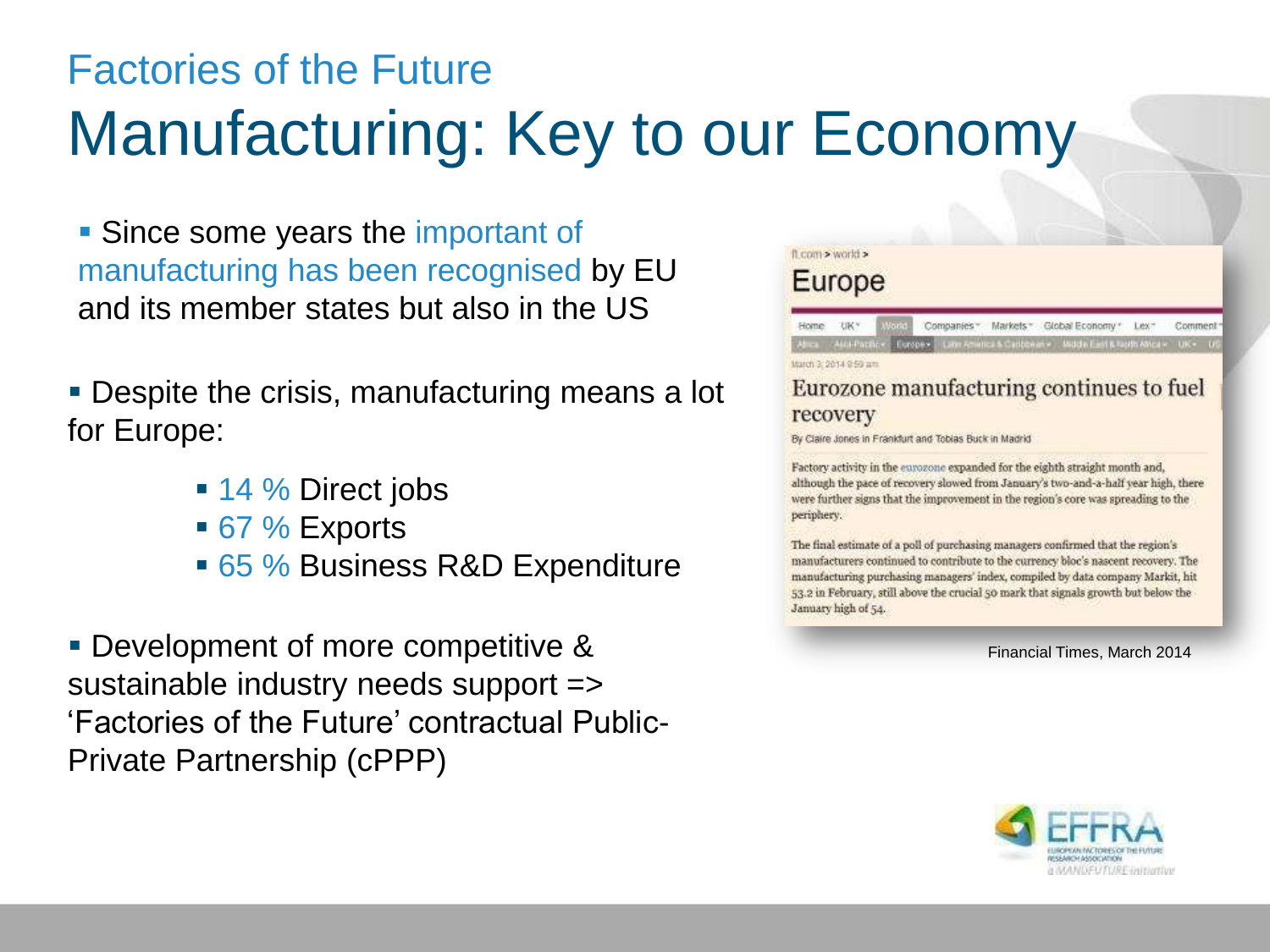# Factories of the Future

## Manufacturing: Key to our Economy

- Since some years the important of manufacturing has been recognised by EU and its member states but also in the US

- Despite the crisis, manufacturing means a lot for Europe:
  - 14 % Direct jobs
  - 67 % Exports
  - 65 % Business R&D Expenditure

- Development of more competitive & sustainable industry needs support => 'Factories of the Future' contractual Public-Private Partnership (cPPP)

ft.com > world >

Europe

March 3, 2014 8:59 am

**Eurozone manufacturing continues to fuel recovery**

By Claire Jones in Frankfurt and Tobias Buck in Madrid

Factory activity in the eurozone expanded for the eighth straight month and, although the pace of recovery slowed from January's two-and-a-half year high, there were further signs that the improvement in the region's core was spreading to the periphery.

The final estimate of a poll of purchasing managers confirmed that the region's manufacturers continued to contribute to the currency bloc's nascent recovery. The manufacturing purchasing managers' index, compiled by data company Markit, hit 53.2 in February, still above the crucial 50 mark that signals growth but below the January high of 54.

Financial Times, March 2014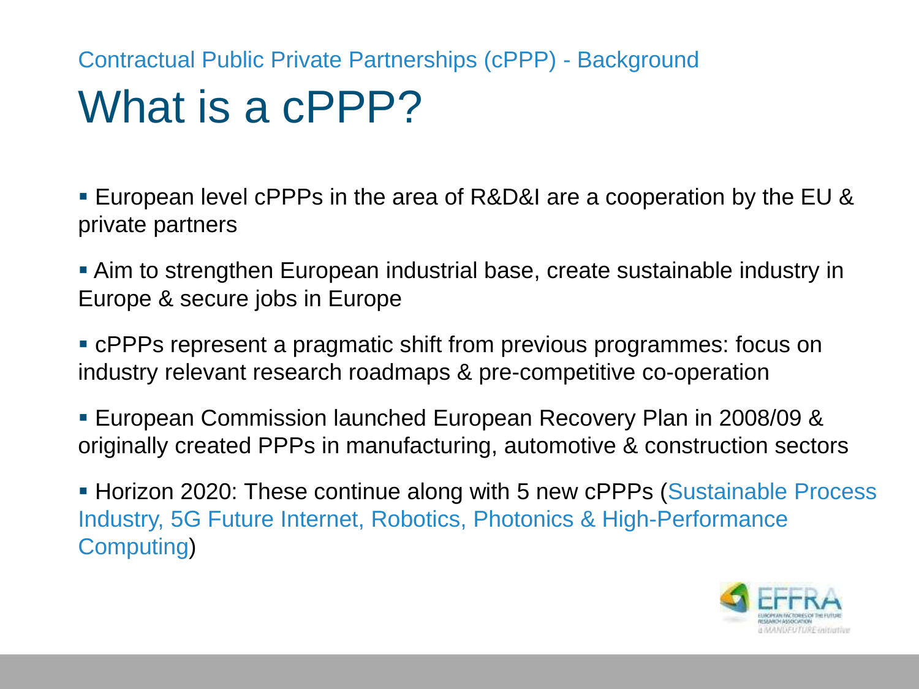Contractual Public Private Partnerships (cPPP) - Background

# What is a cPPP?

- European level cPPPs in the area of R&D&I are a cooperation by the EU & private partners
- Aim to strengthen European industrial base, create sustainable industry in Europe & secure jobs in Europe
- cPPPs represent a pragmatic shift from previous programmes: focus on industry relevant research roadmaps & pre-competitive co-operation
- European Commission launched European Recovery Plan in 2008/09 & originally created PPPs in manufacturing, automotive & construction sectors
- Horizon 2020: These continue along with 5 new cPPPs (Sustainable Process Industry, 5G Future Internet, Robotics, Photonics & High-Performance Computing)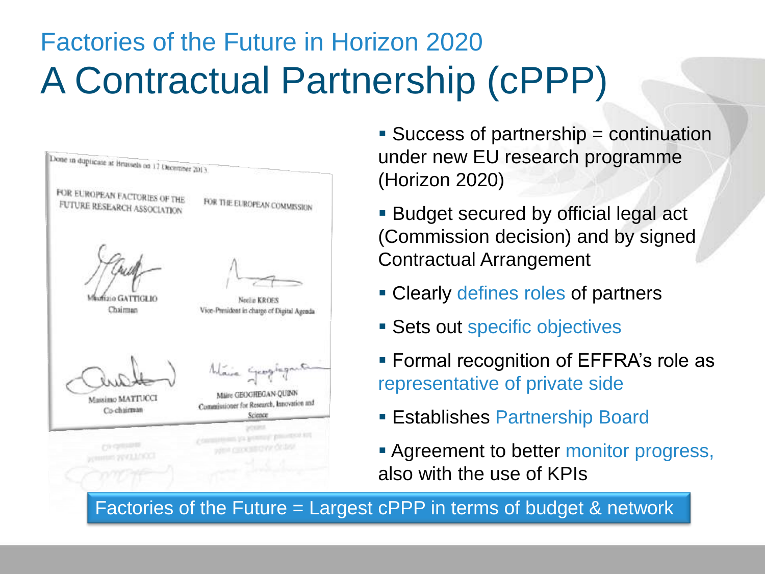# Factories of the Future in Horizon 2020

## A Contractual Partnership (cPPP)

Done in duplicate at Brussels on 17 December 2013

| FOR EUROPEAN FACTORIES OF THE FUTURE RESEARCH ASSOCIATION | FOR THE EUROPEAN COMMISSION |
| --- | --- |
| Maurizio GATTIGLIO<br>Chairman | Neelie KROES<br>Vice-President in charge of Digital Agenda |
| Massimo MATTUCCI<br>Co-chairman | Máire GEOGHEGAN-QUINN<br>Commissioner for Research, Innovation and Science |

- Success of partnership = continuation under new EU research programme (Horizon 2020)
- Budget secured by official legal act (Commission decision) and by signed Contractual Arrangement
- Clearly defines roles of partners
- Sets out specific objectives
- Formal recognition of EFFRA's role as representative of private side
- Establishes Partnership Board
- Agreement to better monitor progress, also with the use of KPIs

Factories of the Future = Largest cPPP in terms of budget & network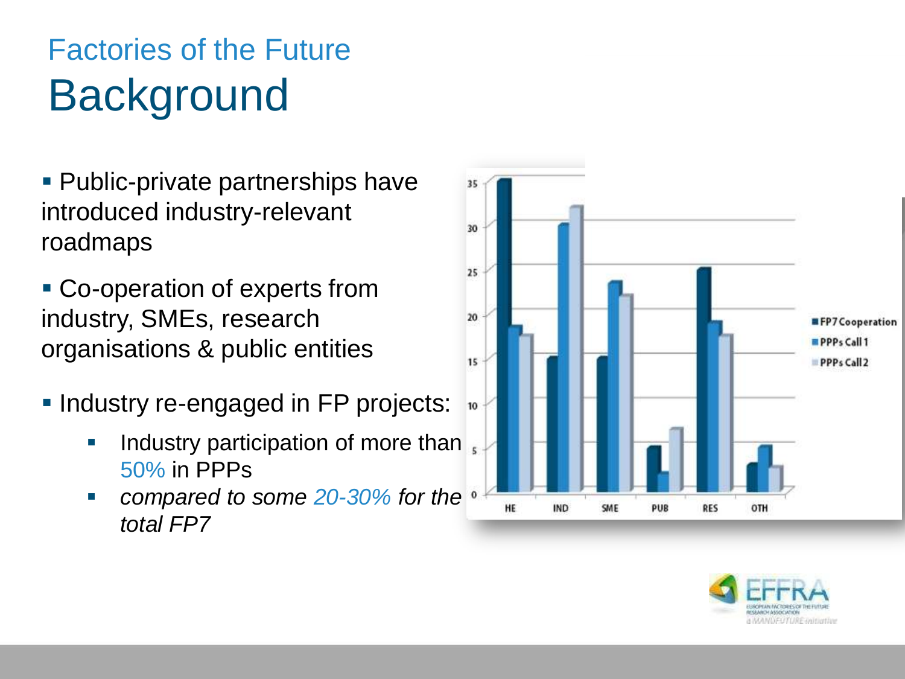Factories of the Future

# Background

- Public-private partnerships have introduced industry-relevant roadmaps
- Co-operation of experts from industry, SMEs, research organisations & public entities
- Industry re-engaged in FP projects:
  - Industry participation of more than 50% in PPPs
  - *compared to some 20-30% for the total FP7*

35
30
25
20
15
10
5
0

HE IND SME PUB RES OTH

FP7 Cooperation
PPPs Call 1
PPPs Call 2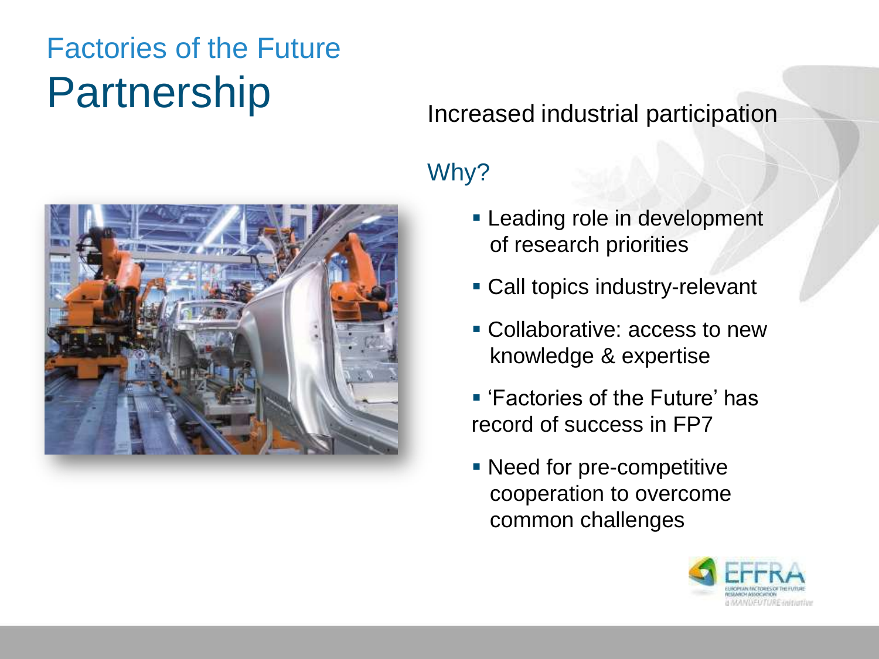# Factories of the Future
## Partnership

Increased industrial participation

### Why?

- Leading role in development of research priorities
- Call topics industry-relevant
- Collaborative: access to new knowledge & expertise
- 'Factories of the Future' has record of success in FP7
- Need for pre-competitive cooperation to overcome common challenges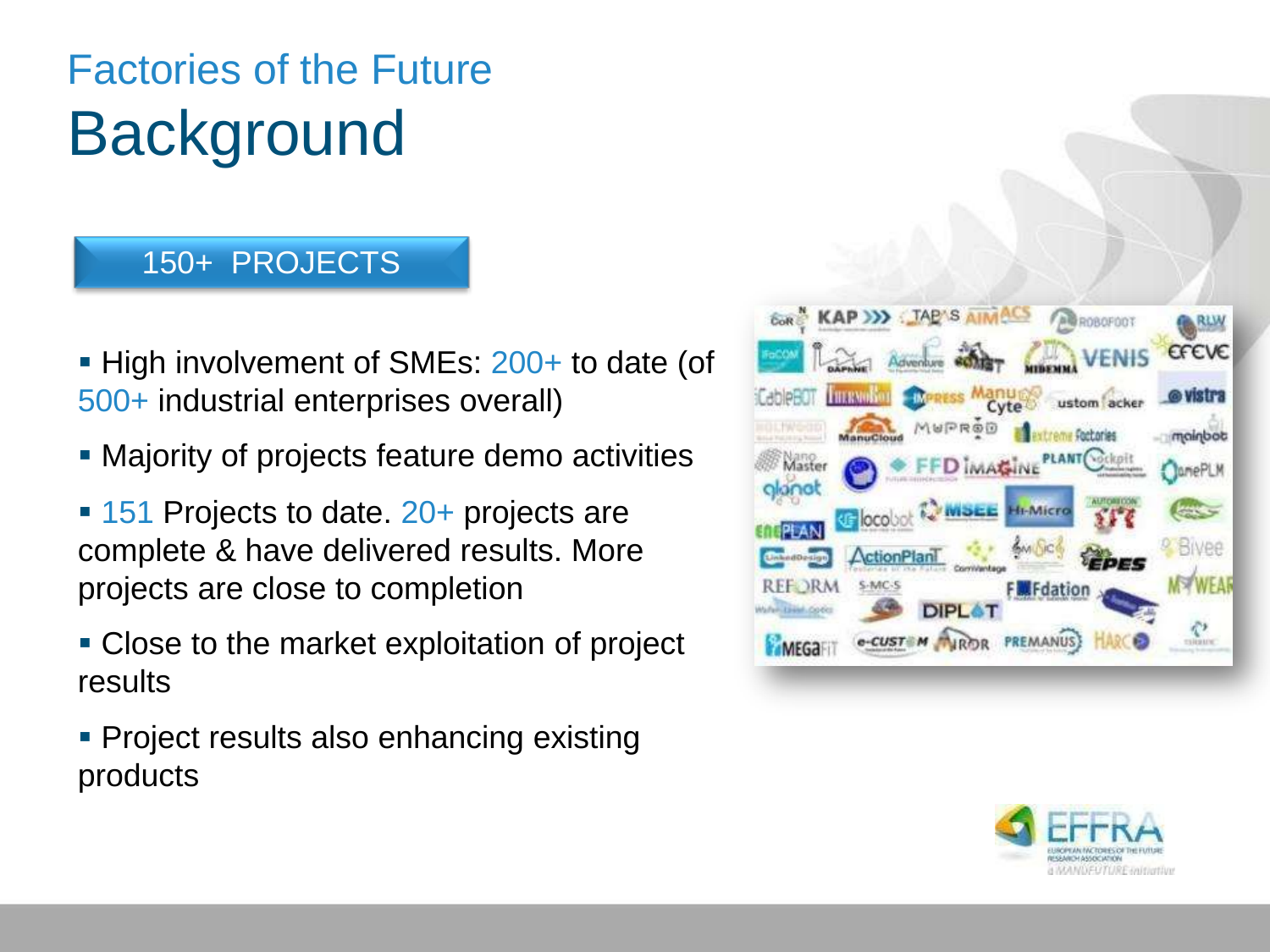Factories of the Future

# Background

150+ PROJECTS

- High involvement of SMEs: 200+ to date (of 500+ industrial enterprises overall)
- Majority of projects feature demo activities
- 151 Projects to date. 20+ projects are complete & have delivered results. More projects are close to completion
- Close to the market exploitation of project results
- Project results also enhancing existing products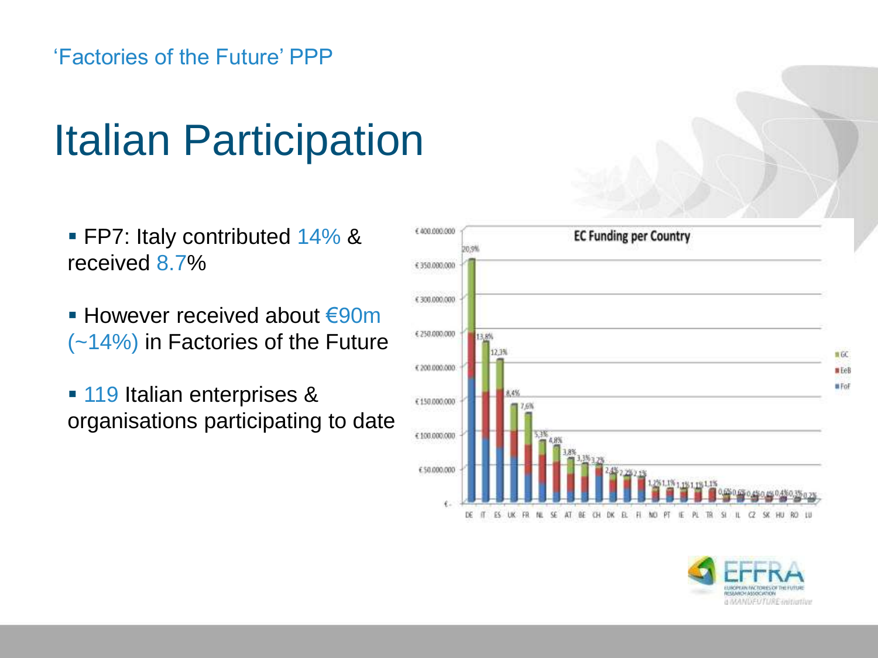'Factories of the Future' PPP

# Italian Participation

- FP7: Italy contributed 14% & received 8.7%
- However received about €90m (~14%) in Factories of the Future
- 119 Italian enterprises & organisations participating to date

EC Funding per Country

€ 400.000.000
€ 350.000.000
€ 300.000.000
€ 250.000.000
€ 200.000.000
€ 150.000.000
€ 100.000.000
€ 50.000.000
€ -

20,9%
13,8%
12,3%
8,4%
7,6%
5,3%
4,8%
3,8%
3,3%
3,2%
2,4%
2,2%
2,1%
1,2%
1,1%
1,1%
1,1%
1,1%
0,6%
0,6%
0,4%
0,4%
0,4%
0,3%
0,2%

DE IT ES UK FR NL SE AT BE CH DK EL FI NO PT IE PL TR SI IL CZ SK HU RO LU

GC
EeB
FoF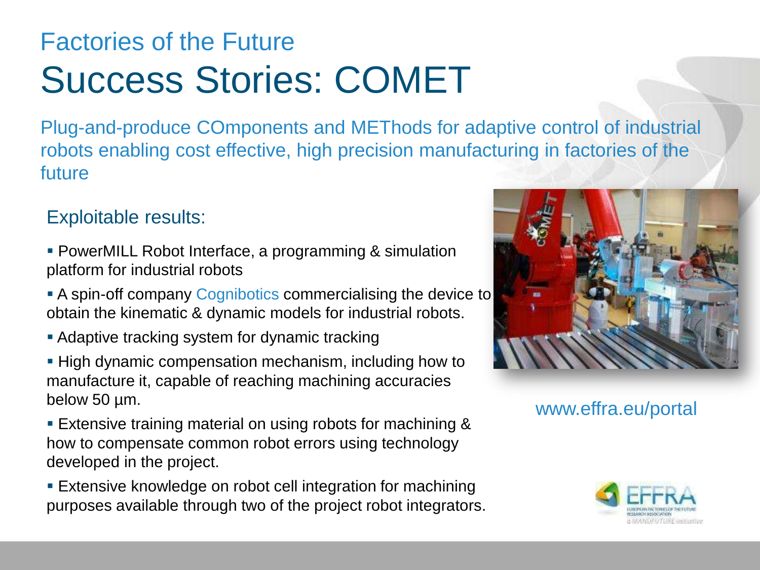Factories of the Future

# Success Stories: COMET

Plug-and-produce COmponents and METhods for adaptive control of industrial robots enabling cost effective, high precision manufacturing in factories of the future

## Exploitable results:

- PowerMILL Robot Interface, a programming & simulation platform for industrial robots
- A spin-off company Cognibotics commercialising the device to obtain the kinematic & dynamic models for industrial robots.
- Adaptive tracking system for dynamic tracking
- High dynamic compensation mechanism, including how to manufacture it, capable of reaching machining accuracies below 50 µm.
- Extensive training material on using robots for machining & how to compensate common robot errors using technology developed in the project.
- Extensive knowledge on robot cell integration for machining purposes available through two of the project robot integrators.

www.effra.eu/portal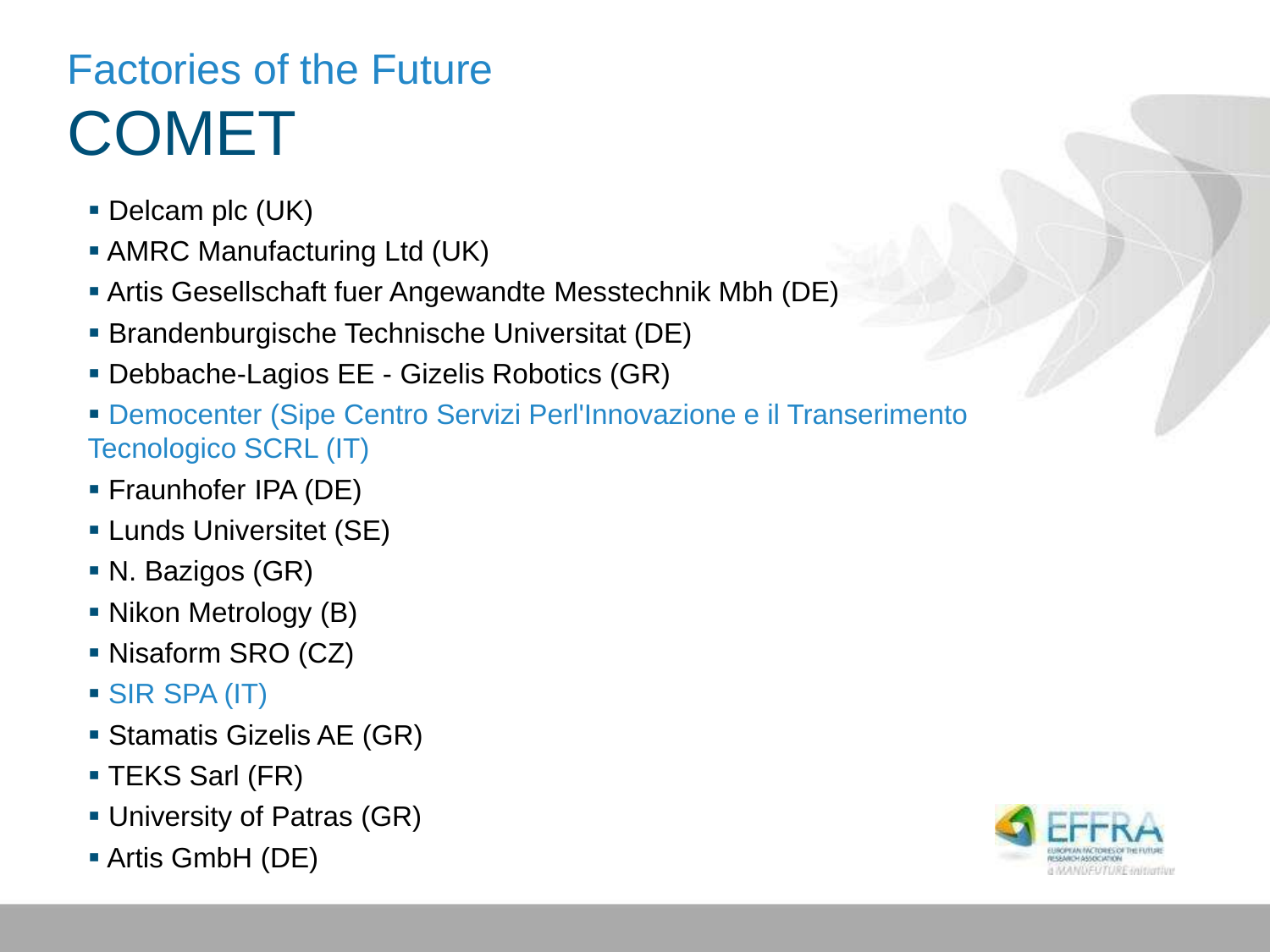## Factories of the Future

# COMET

- Delcam plc (UK)
- AMRC Manufacturing Ltd (UK)
- Artis Gesellschaft fuer Angewandte Messtechnik Mbh (DE)
- Brandenburgische Technische Universitat (DE)
- Debbache-Lagios EE - Gizelis Robotics (GR)
- Democenter (Sipe Centro Servizi Perl'Innovazione e il Transerimento Tecnologico SCRL (IT)
- Fraunhofer IPA (DE)
- Lunds Universitet (SE)
- N. Bazigos (GR)
- Nikon Metrology (B)
- Nisaform SRO (CZ)
- SIR SPA (IT)
- Stamatis Gizelis AE (GR)
- TEKS Sarl (FR)
- University of Patras (GR)
- Artis GmbH (DE)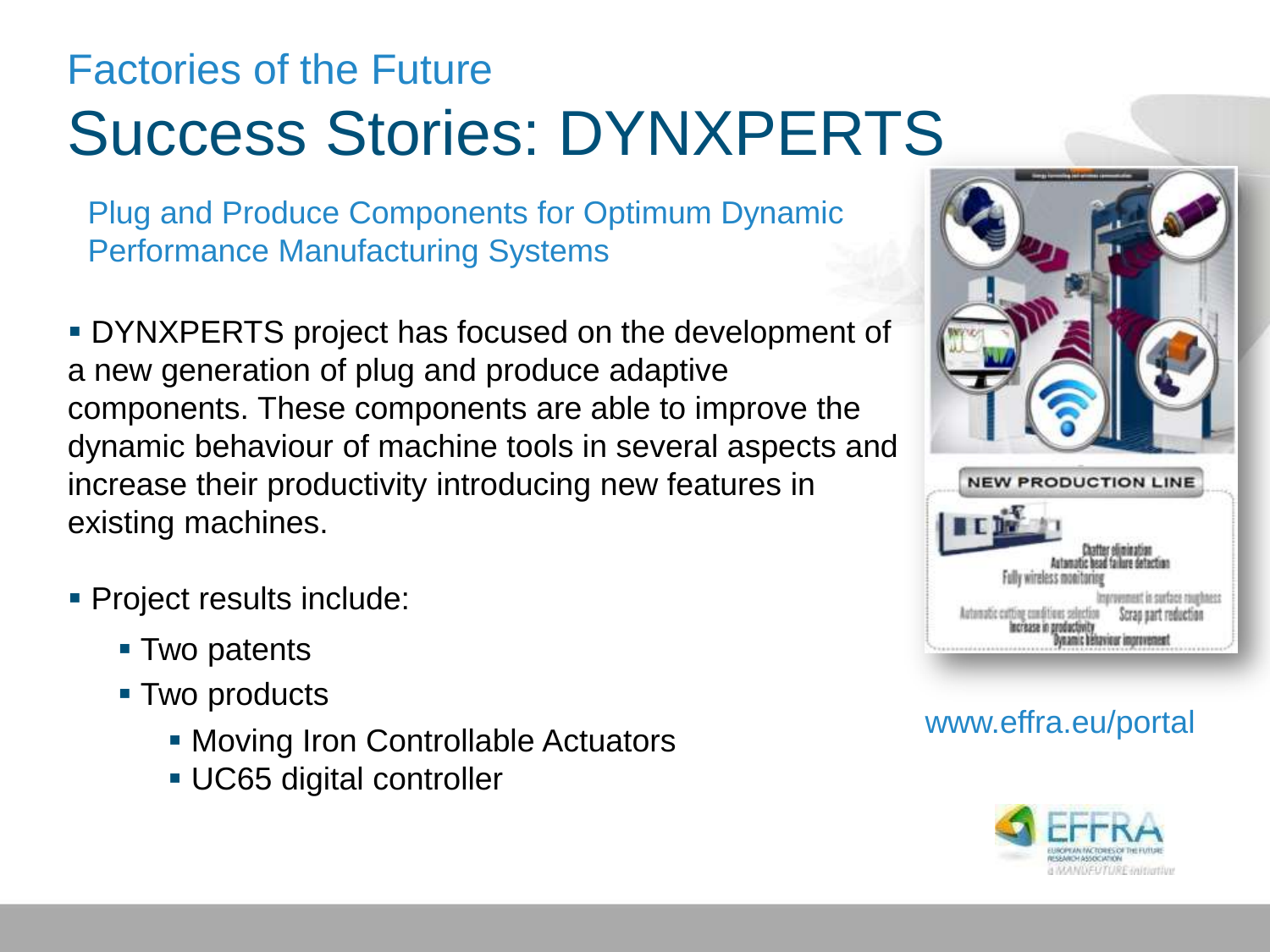# Factories of the Future

## Success Stories: DYNXPERTS

Plug and Produce Components for Optimum Dynamic Performance Manufacturing Systems

- DYNXPERTS project has focused on the development of a new generation of plug and produce adaptive components. These components are able to improve the dynamic behaviour of machine tools in several aspects and increase their productivity introducing new features in existing machines.

- Project results include:
  - Two patents
  - Two products
    - Moving Iron Controllable Actuators
    - UC65 digital controller

www.effra.eu/portal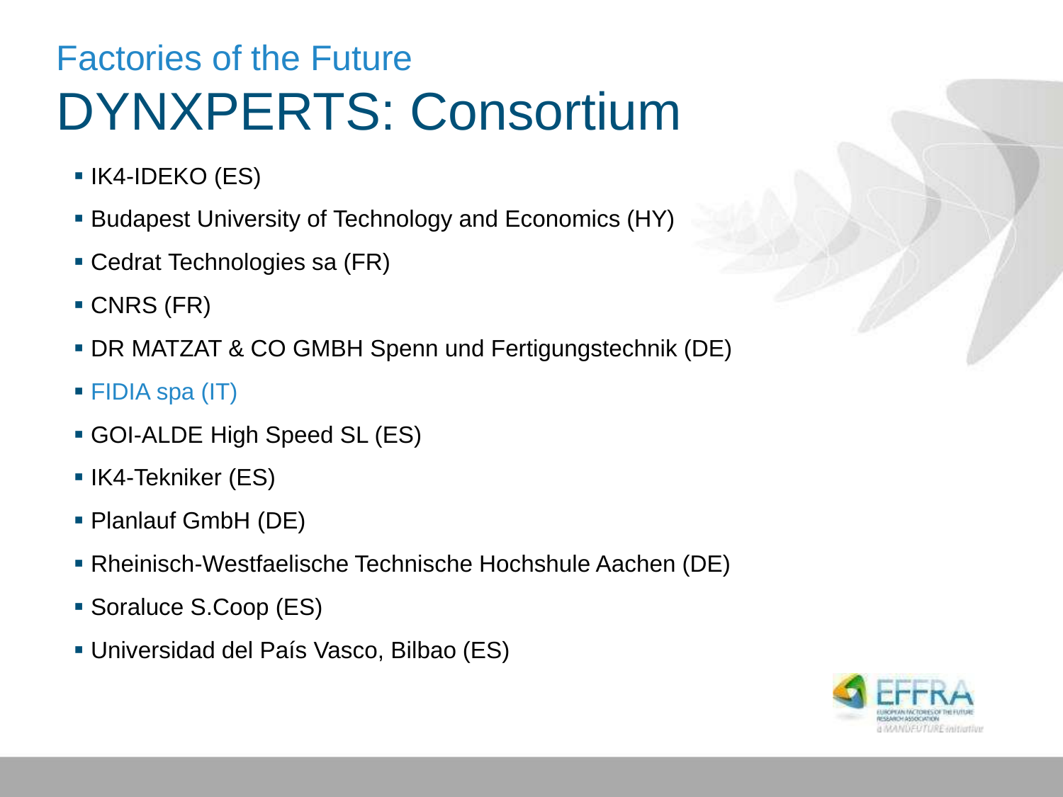## Factories of the Future

# DYNXPERTS: Consortium

- IK4-IDEKO (ES)
- Budapest University of Technology and Economics (HY)
- Cedrat Technologies sa (FR)
- CNRS (FR)
- DR MATZAT & CO GMBH Spenn und Fertigungstechnik (DE)
- FIDIA spa (IT)
- GOI-ALDE High Speed SL (ES)
- IK4-Tekniker (ES)
- Planlauf GmbH (DE)
- Rheinisch-Westfaelische Technische Hochshule Aachen (DE)
- Soraluce S.Coop (ES)
- Universidad del País Vasco, Bilbao (ES)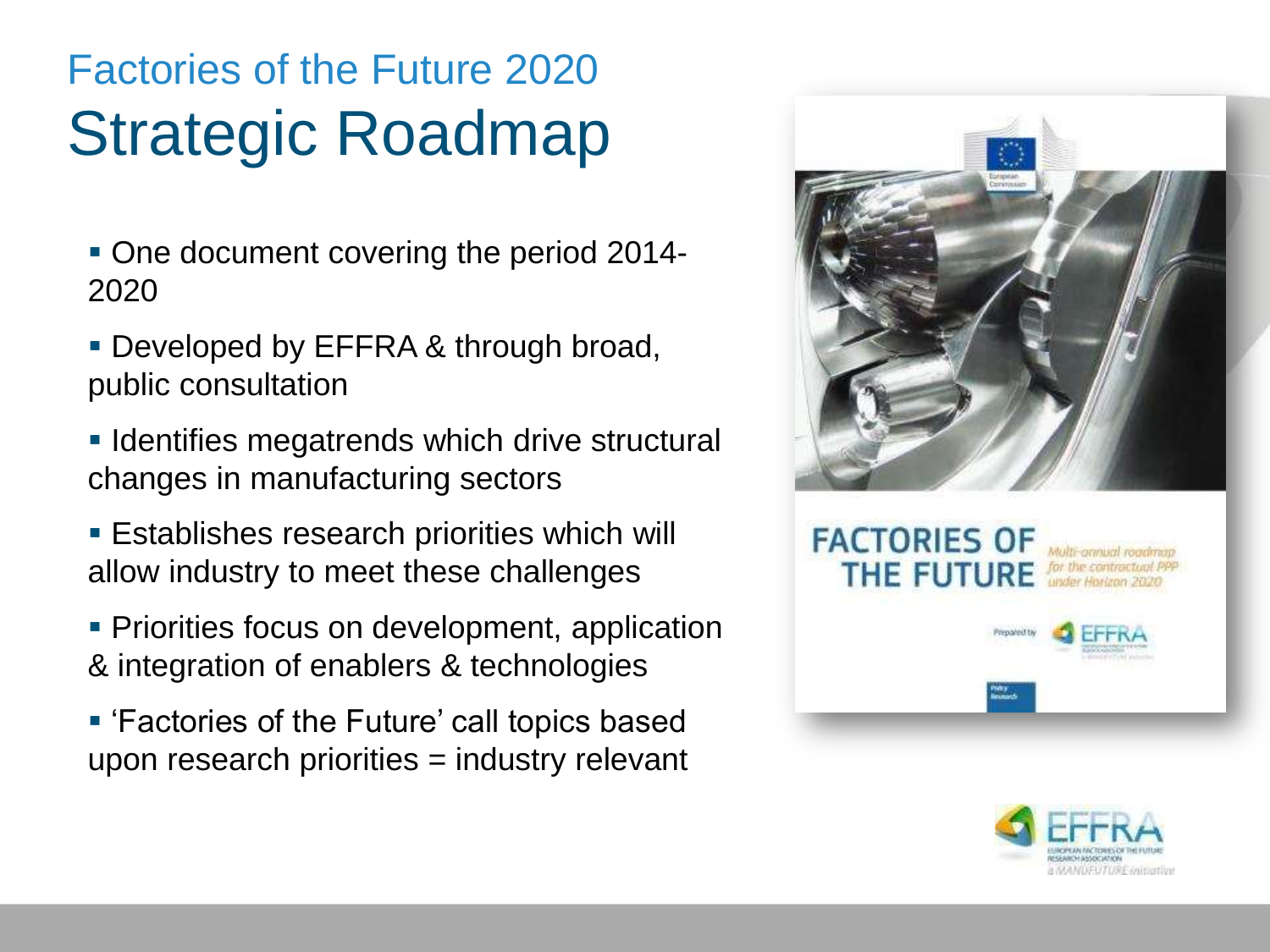# Factories of the Future 2020
## Strategic Roadmap

- One document covering the period 2014-2020
- Developed by EFFRA & through broad, public consultation
- Identifies megatrends which drive structural changes in manufacturing sectors
- Establishes research priorities which will allow industry to meet these challenges
- Priorities focus on development, application & integration of enablers & technologies
- 'Factories of the Future' call topics based upon research priorities = industry relevant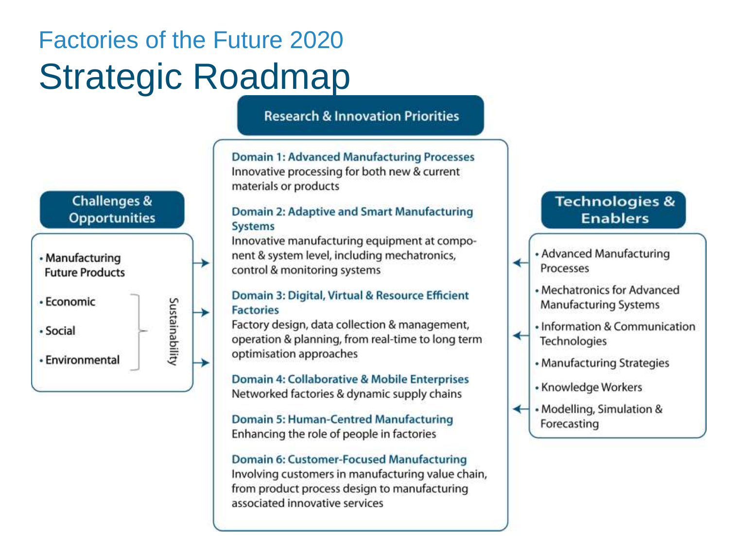# Factories of the Future 2020

## Strategic Roadmap

### Challenges & Opportunities

- Manufacturing Future Products
- Economic
- Social
- Environmental

Sustainability

### Research & Innovation Priorities

**Domain 1: Advanced Manufacturing Processes**
Innovative processing for both new & current materials or products

**Domain 2: Adaptive and Smart Manufacturing Systems**
Innovative manufacturing equipment at component & system level, including mechatronics, control & monitoring systems

**Domain 3: Digital, Virtual & Resource Efficient Factories**
Factory design, data collection & management, operation & planning, from real-time to long term optimisation approaches

**Domain 4: Collaborative & Mobile Enterprises**
Networked factories & dynamic supply chains

**Domain 5: Human-Centred Manufacturing**
Enhancing the role of people in factories

**Domain 6: Customer-Focused Manufacturing**
Involving customers in manufacturing value chain, from product process design to manufacturing associated innovative services

### Technologies & Enablers

- Advanced Manufacturing Processes
- Mechatronics for Advanced Manufacturing Systems
- Information & Communication Technologies
- Manufacturing Strategies
- Knowledge Workers
- Modelling, Simulation & Forecasting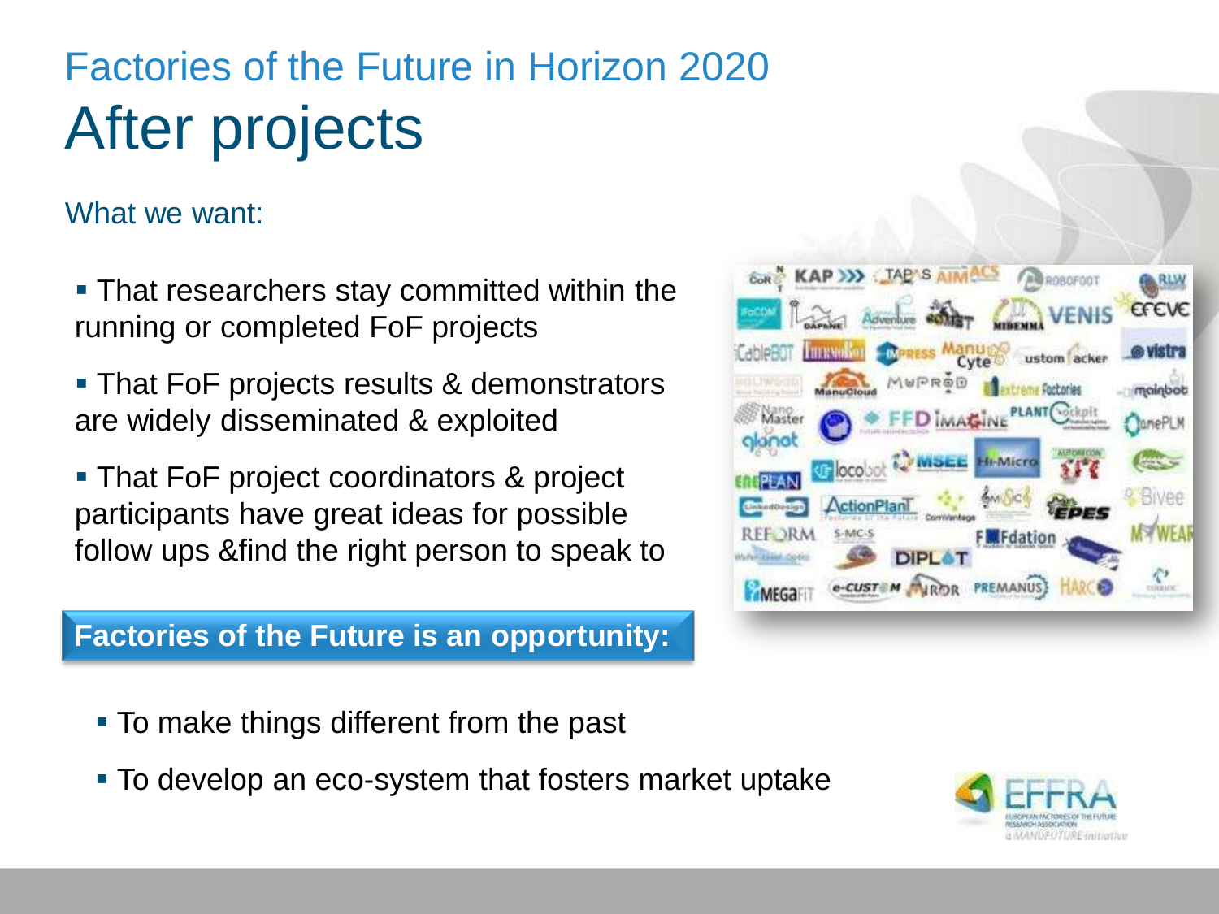# Factories of the Future in Horizon 2020

## After projects

What we want:

- That researchers stay committed within the running or completed FoF projects
- That FoF projects results & demonstrators are widely disseminated & exploited
- That FoF project coordinators & project participants have great ideas for possible follow ups &find the right person to speak to

**Factories of the Future is an opportunity:**

- To make things different from the past
- To develop an eco-system that fosters market uptake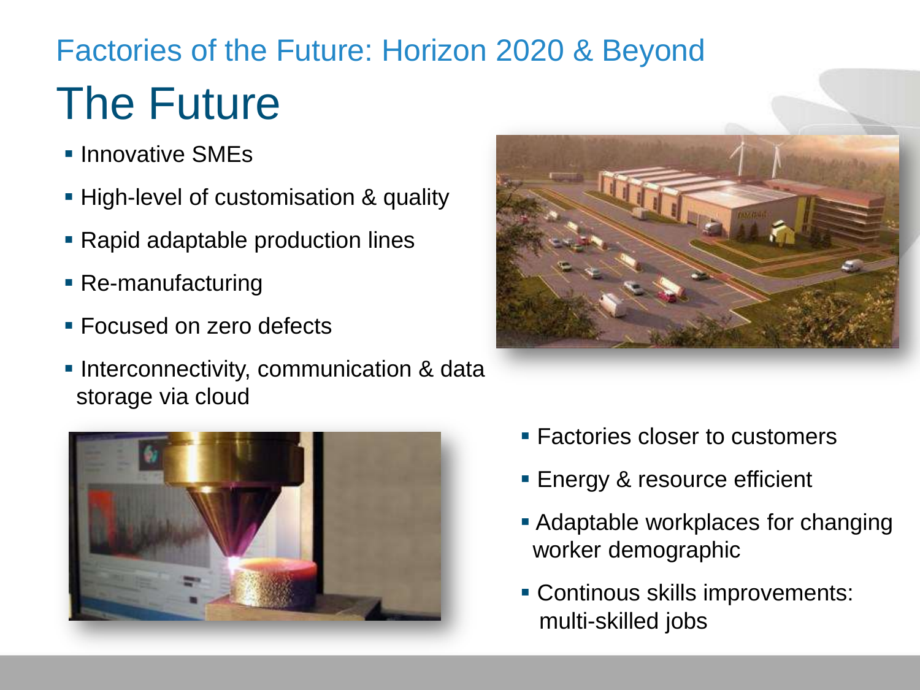Factories of the Future: Horizon 2020 & Beyond

# The Future

- Innovative SMEs
- High-level of customisation & quality
- Rapid adaptable production lines
- Re-manufacturing
- Focused on zero defects
- Interconnectivity, communication & data storage via cloud
- Factories closer to customers
- Energy & resource efficient
- Adaptable workplaces for changing worker demographic
- Continous skills improvements: multi-skilled jobs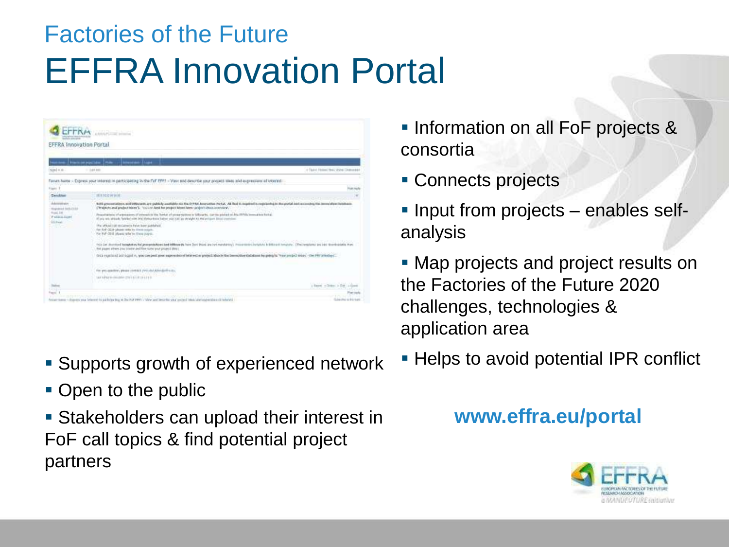# Factories of the Future

# EFFRA Innovation Portal

- Information on all FoF projects & consortia
- Connects projects
- Input from projects – enables self-analysis
- Map projects and project results on the Factories of the Future 2020 challenges, technologies & application area
- Helps to avoid potential IPR conflict

- Supports growth of experienced network
- Open to the public
- Stakeholders can upload their interest in FoF call topics & find potential project partners

**www.effra.eu/portal**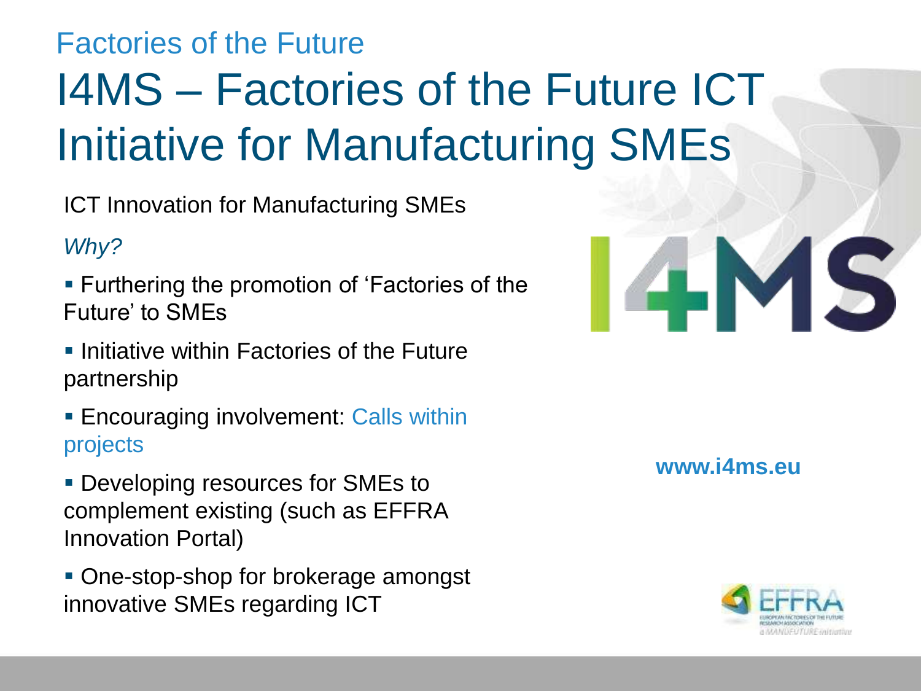Factories of the Future

# I4MS – Factories of the Future ICT Initiative for Manufacturing SMEs

ICT Innovation for Manufacturing SMEs

*Why?*

- Furthering the promotion of 'Factories of the Future' to SMEs
- Initiative within Factories of the Future partnership
- Encouraging involvement: Calls within projects
- Developing resources for SMEs to complement existing (such as EFFRA Innovation Portal)
- One-stop-shop for brokerage amongst innovative SMEs regarding ICT

I4MS

**www.i4ms.eu**

EFFRA
EUROPEAN FACTORIES OF THE FUTURE RESEARCH ASSOCIATION
a MANUFUTURE initiative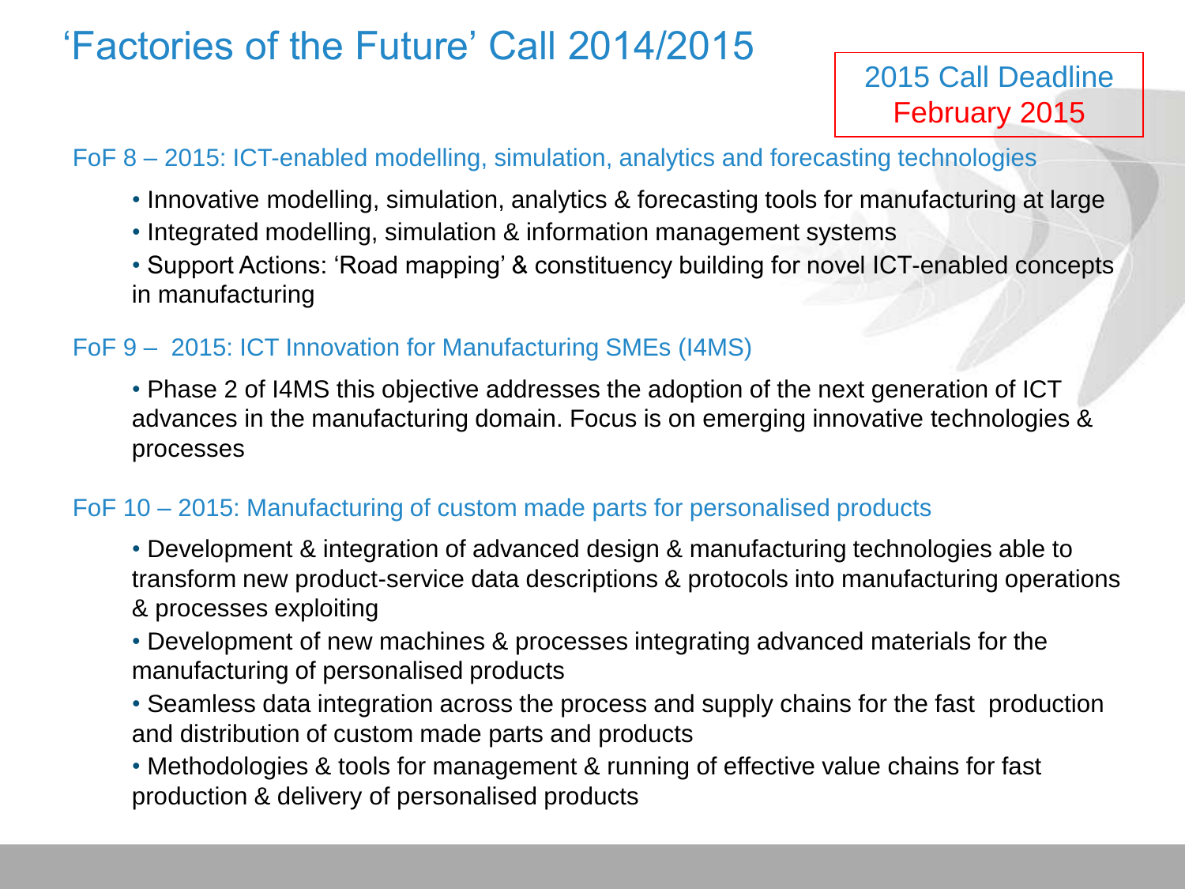# 'Factories of the Future' Call 2014/2015

2015 Call Deadline
February 2015

## FoF 8 – 2015: ICT-enabled modelling, simulation, analytics and forecasting technologies

- Innovative modelling, simulation, analytics & forecasting tools for manufacturing at large
- Integrated modelling, simulation & information management systems
- Support Actions: 'Road mapping' & constituency building for novel ICT-enabled concepts in manufacturing

## FoF 9 – 2015: ICT Innovation for Manufacturing SMEs (I4MS)

- Phase 2 of I4MS this objective addresses the adoption of the next generation of ICT advances in the manufacturing domain. Focus is on emerging innovative technologies & processes

## FoF 10 – 2015: Manufacturing of custom made parts for personalised products

- Development & integration of advanced design & manufacturing technologies able to transform new product-service data descriptions & protocols into manufacturing operations & processes exploiting
- Development of new machines & processes integrating advanced materials for the manufacturing of personalised products
- Seamless data integration across the process and supply chains for the fast production and distribution of custom made parts and products
- Methodologies & tools for management & running of effective value chains for fast production & delivery of personalised products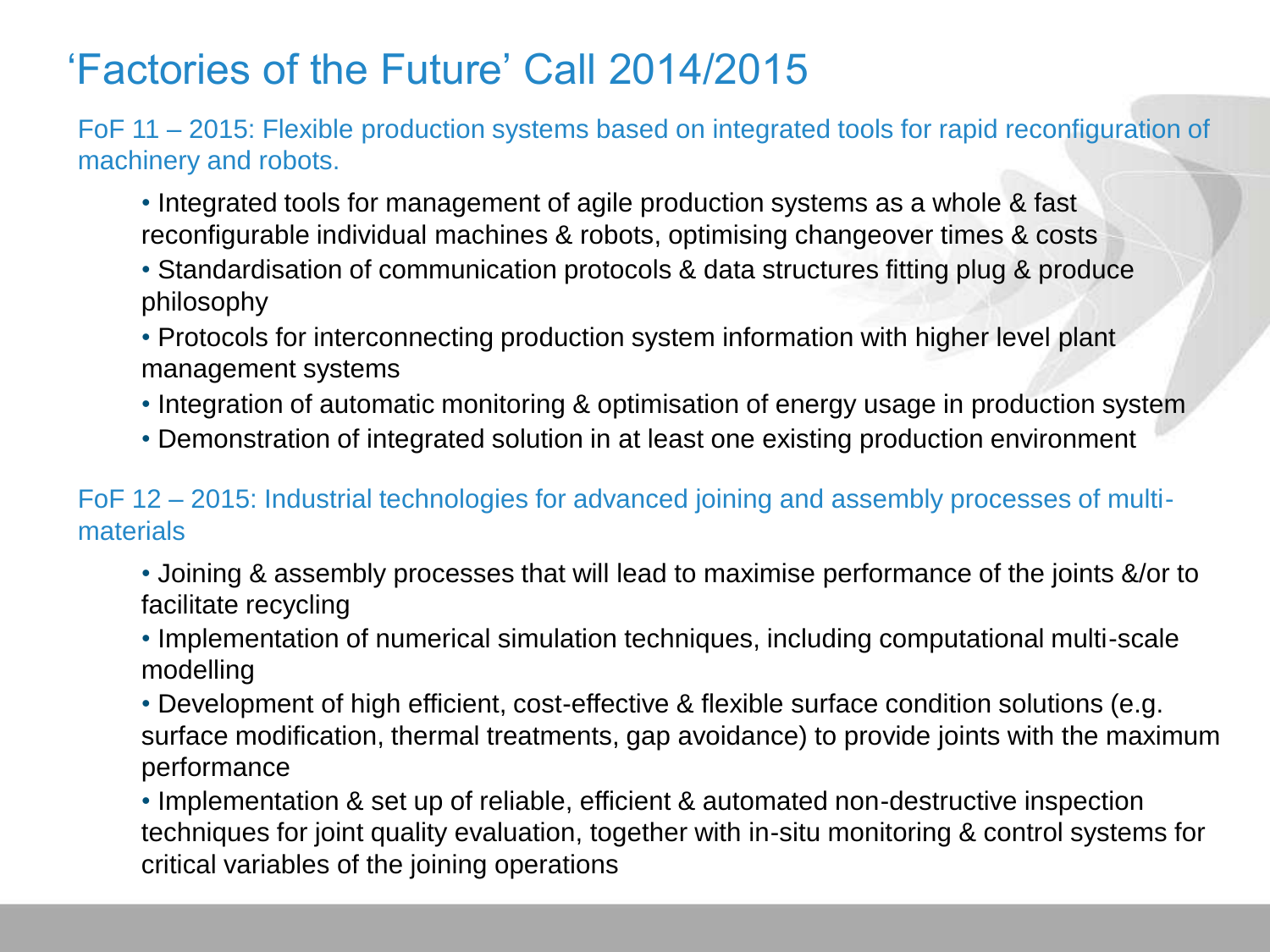# 'Factories of the Future' Call 2014/2015

## FoF 11 – 2015: Flexible production systems based on integrated tools for rapid reconfiguration of machinery and robots.

- Integrated tools for management of agile production systems as a whole & fast reconfigurable individual machines & robots, optimising changeover times & costs
- Standardisation of communication protocols & data structures fitting plug & produce philosophy
- Protocols for interconnecting production system information with higher level plant management systems
- Integration of automatic monitoring & optimisation of energy usage in production system
- Demonstration of integrated solution in at least one existing production environment

## FoF 12 – 2015: Industrial technologies for advanced joining and assembly processes of multi-materials

- Joining & assembly processes that will lead to maximise performance of the joints &/or to facilitate recycling
- Implementation of numerical simulation techniques, including computational multi-scale modelling
- Development of high efficient, cost-effective & flexible surface condition solutions (e.g. surface modification, thermal treatments, gap avoidance) to provide joints with the maximum performance
- Implementation & set up of reliable, efficient & automated non-destructive inspection techniques for joint quality evaluation, together with in-situ monitoring & control systems for critical variables of the joining operations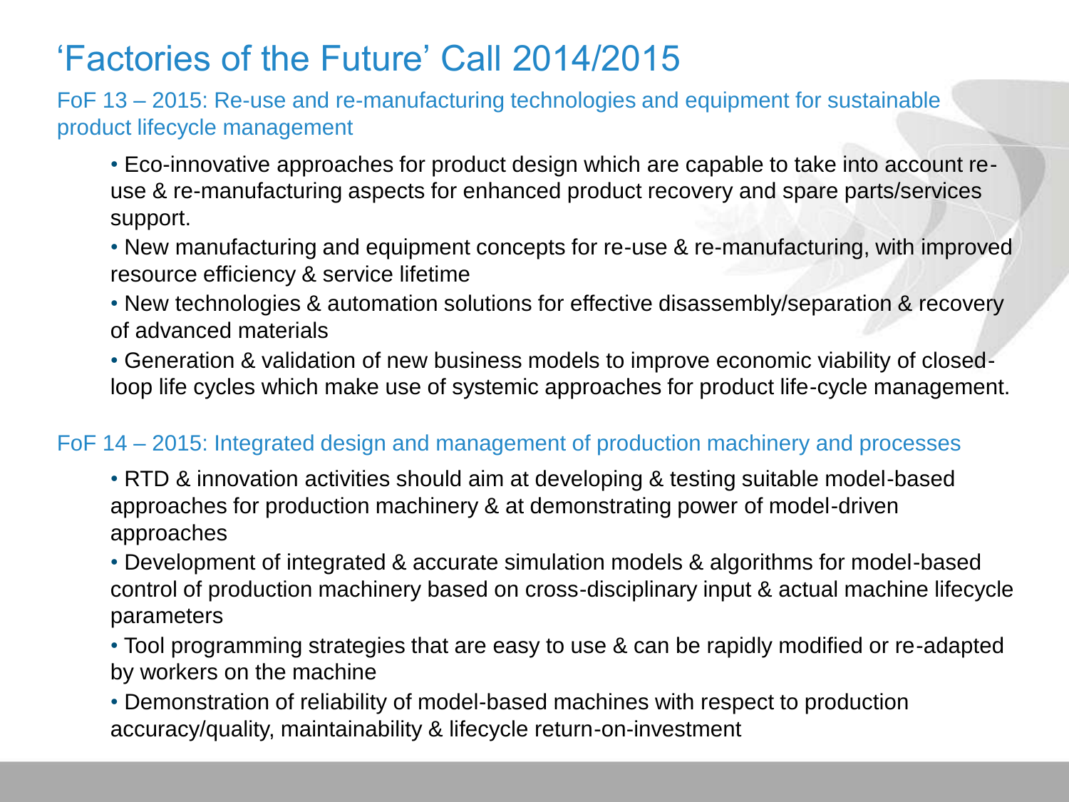# ‘Factories of the Future’ Call 2014/2015

## FoF 13 – 2015: Re-use and re-manufacturing technologies and equipment for sustainable product lifecycle management

- Eco-innovative approaches for product design which are capable to take into account re-use & re-manufacturing aspects for enhanced product recovery and spare parts/services support.
- New manufacturing and equipment concepts for re-use & re-manufacturing, with improved resource efficiency & service lifetime
- New technologies & automation solutions for effective disassembly/separation & recovery of advanced materials
- Generation & validation of new business models to improve economic viability of closed-loop life cycles which make use of systemic approaches for product life-cycle management.

## FoF 14 – 2015: Integrated design and management of production machinery and processes

- RTD & innovation activities should aim at developing & testing suitable model-based approaches for production machinery & at demonstrating power of model-driven approaches
- Development of integrated & accurate simulation models & algorithms for model-based control of production machinery based on cross-disciplinary input & actual machine lifecycle parameters
- Tool programming strategies that are easy to use & can be rapidly modified or re-adapted by workers on the machine
- Demonstration of reliability of model-based machines with respect to production accuracy/quality, maintainability & lifecycle return-on-investment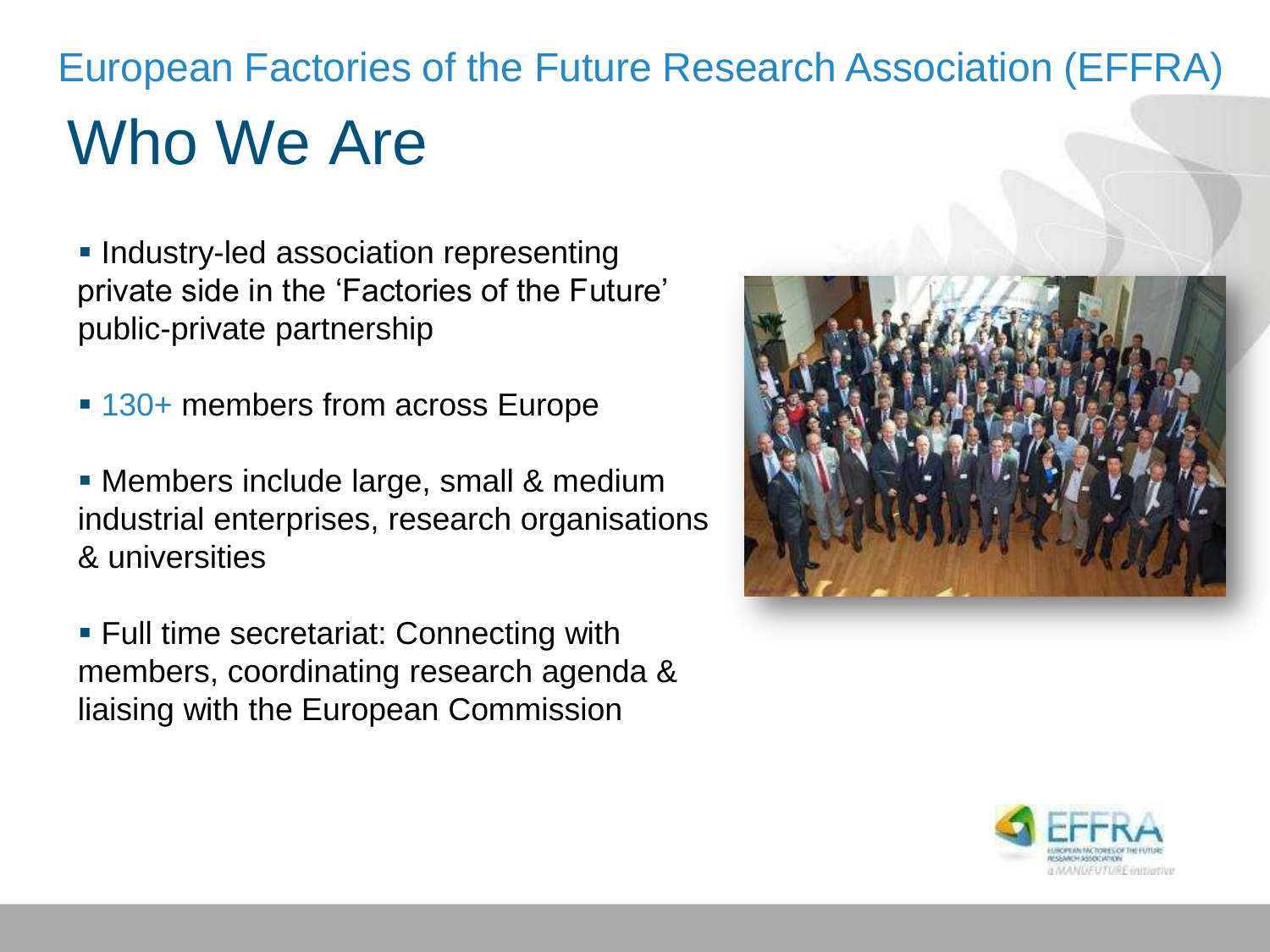European Factories of the Future Research Association (EFFRA)

# Who We Are

- Industry-led association representing private side in the 'Factories of the Future' public-private partnership
- 130+ members from across Europe
- Members include large, small & medium industrial enterprises, research organisations & universities
- Full time secretariat: Connecting with members, coordinating research agenda & liaising with the European Commission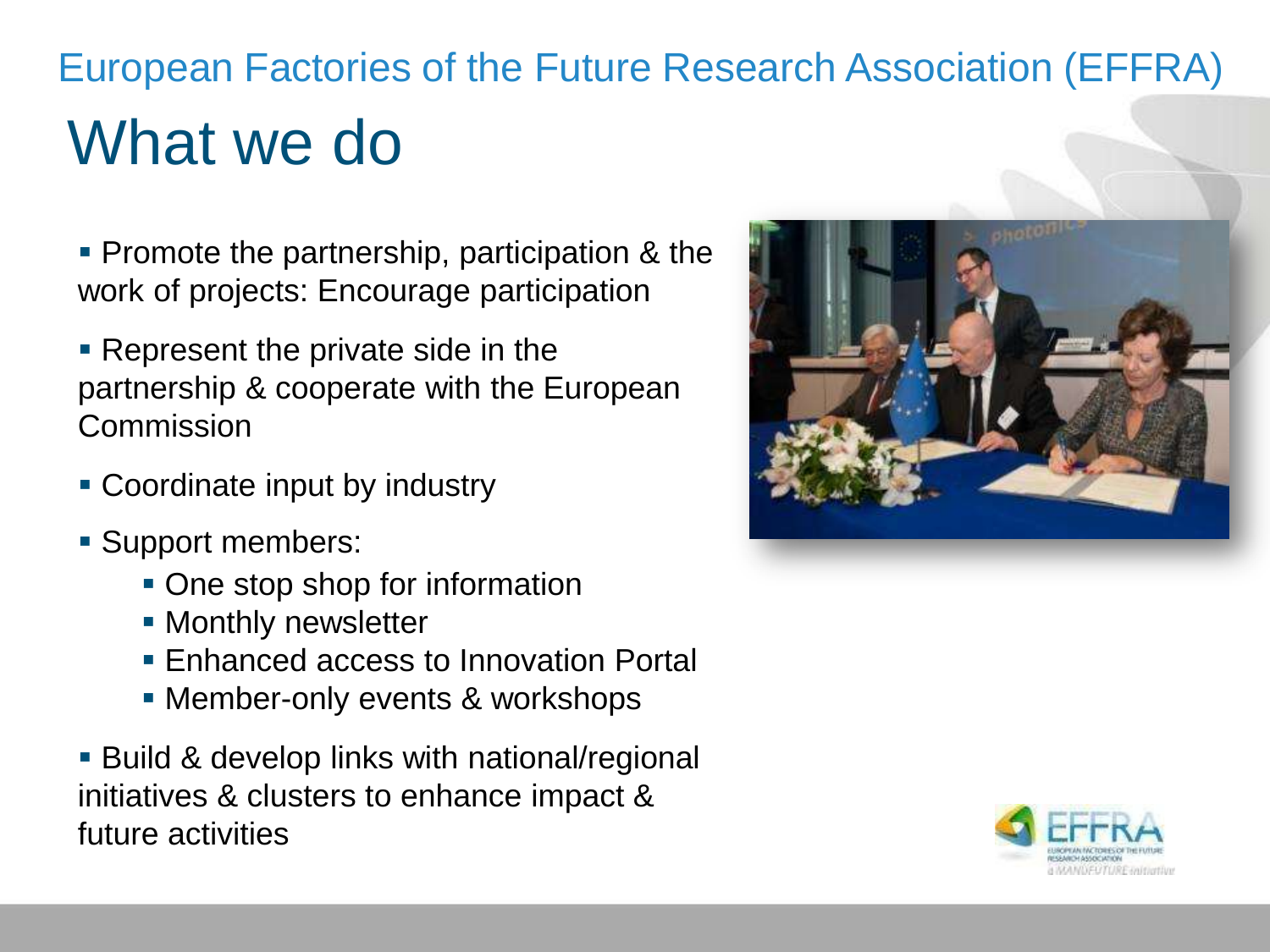European Factories of the Future Research Association (EFFRA)

# What we do

- Promote the partnership, participation & the work of projects: Encourage participation
- Represent the private side in the partnership & cooperate with the European Commission
- Coordinate input by industry
- Support members:
  - One stop shop for information
  - Monthly newsletter
  - Enhanced access to Innovation Portal
  - Member-only events & workshops
- Build & develop links with national/regional initiatives & clusters to enhance impact & future activities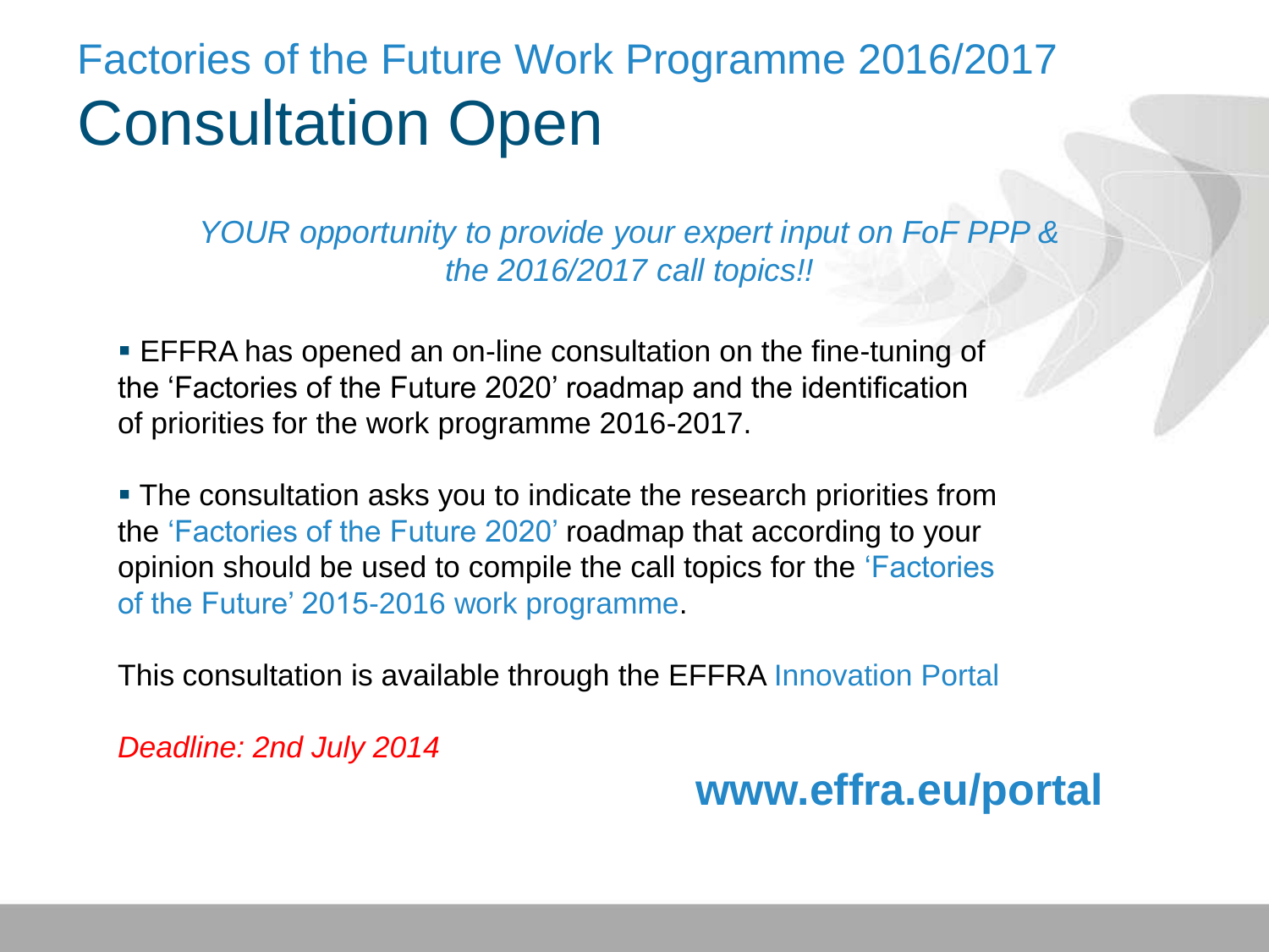## Factories of the Future Work Programme 2016/2017

# Consultation Open

*YOUR opportunity to provide your expert input on FoF PPP & the 2016/2017 call topics!!*

- EFFRA has opened an on-line consultation on the fine-tuning of the 'Factories of the Future 2020' roadmap and the identification of priorities for the work programme 2016-2017.

- The consultation asks you to indicate the research priorities from the 'Factories of the Future 2020' roadmap that according to your opinion should be used to compile the call topics for the 'Factories of the Future' 2015-2016 work programme.

This consultation is available through the EFFRA Innovation Portal

*Deadline: 2nd July 2014*

**www.effra.eu/portal**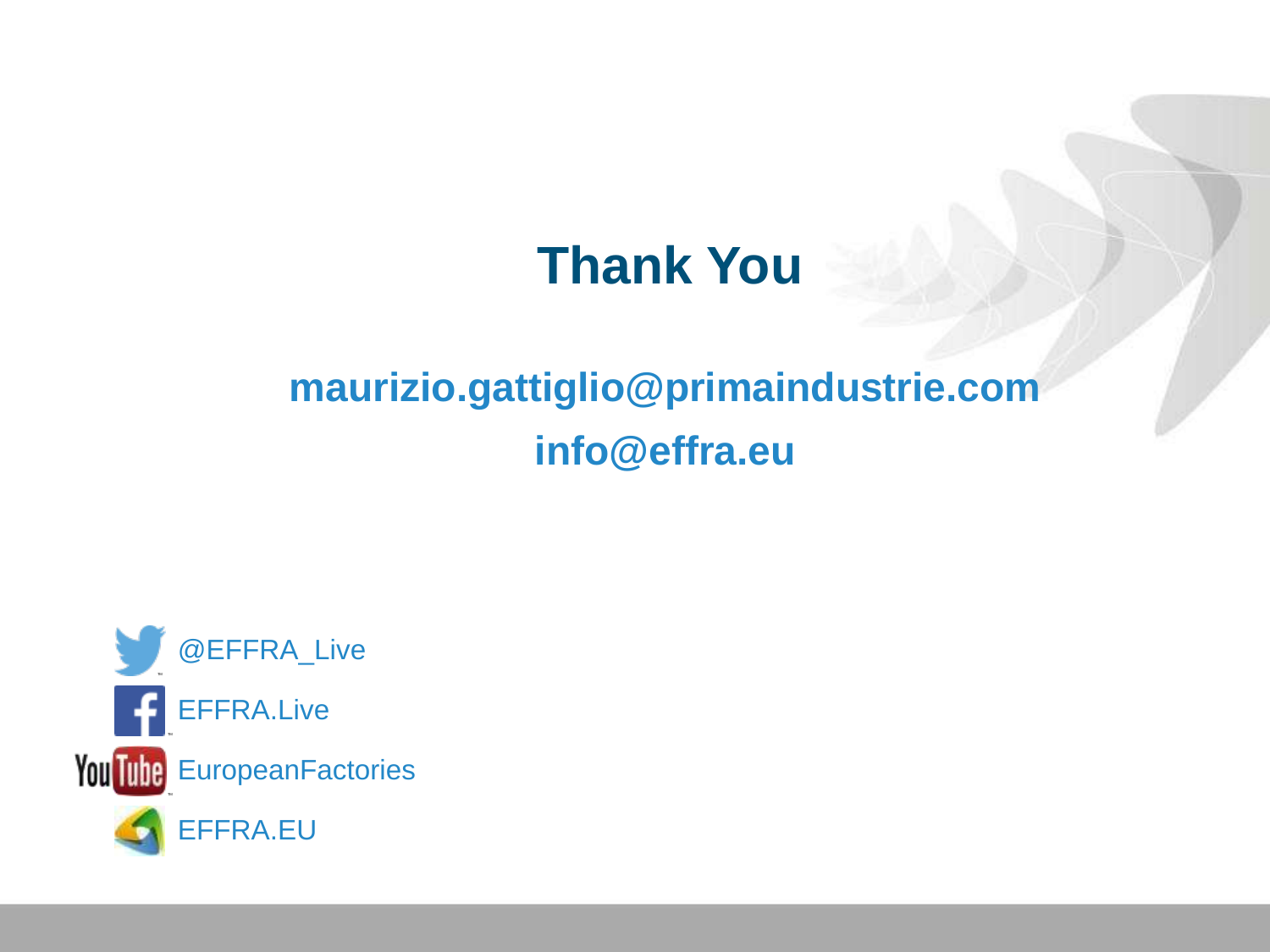# Thank You

**maurizio.gattiglio@primaindustrie.com**

**info@effra.eu**

@EFFRA_Live

EFFRA.Live

EuropeanFactories

EFFRA.EU